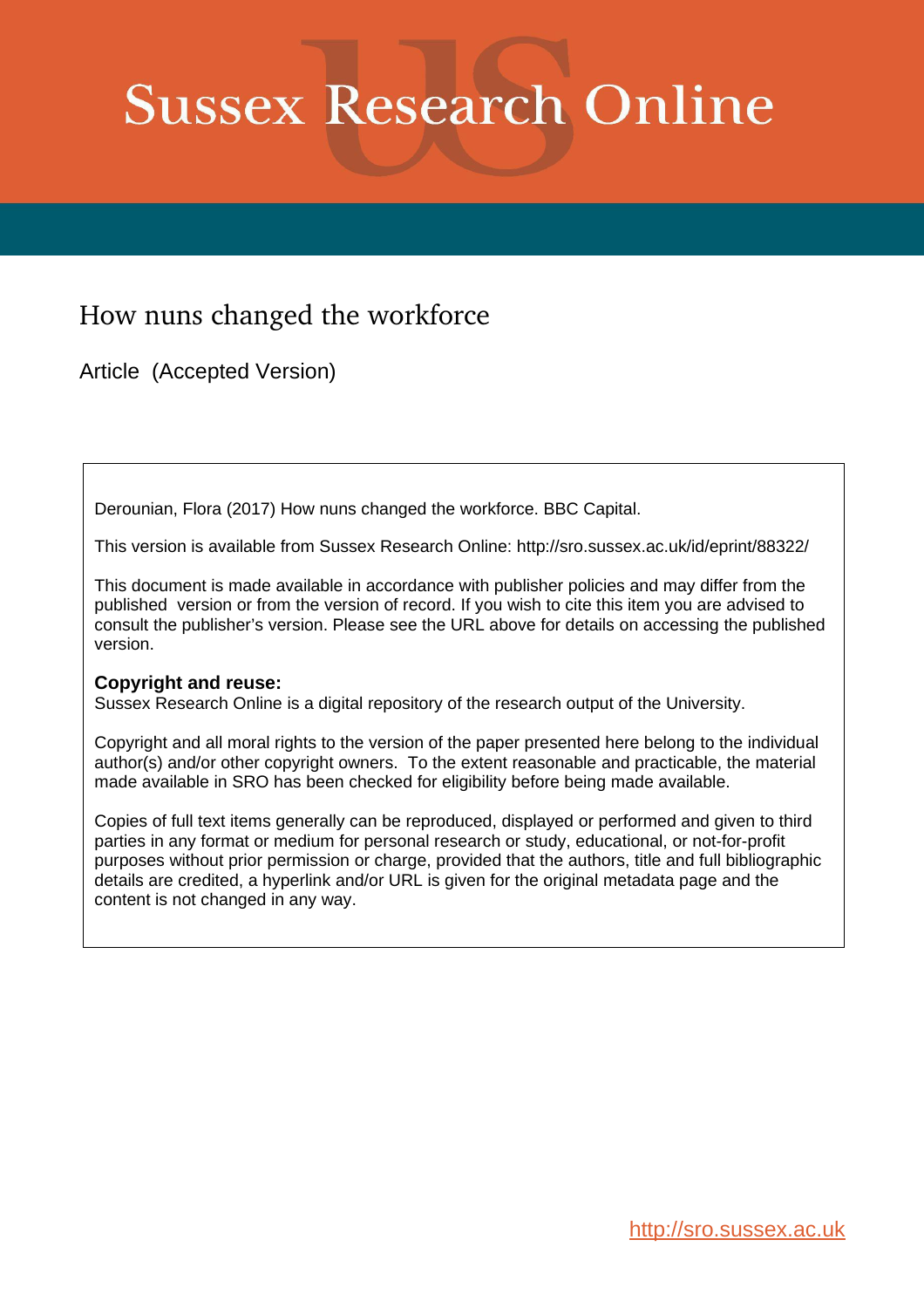# Sussex Research Online

## How nuns changed the workforce

Article (Accepted Version)

Derounian, Flora (2017) How nuns changed the workforce. BBC Capital.

This version is available from Sussex Research Online: http://sro.sussex.ac.uk/id/eprint/88322/

This document is made available in accordance with publisher policies and may differ from the published version or from the version of record. If you wish to cite this item you are advised to consult the publisher's version. Please see the URL above for details on accessing the published version.

**Copyright and reuse:**
Sussex Research Online is a digital repository of the research output of the University.

Copyright and all moral rights to the version of the paper presented here belong to the individual author(s) and/or other copyright owners. To the extent reasonable and practicable, the material made available in SRO has been checked for eligibility before being made available.

Copies of full text items generally can be reproduced, displayed or performed and given to third parties in any format or medium for personal research or study, educational, or not-for-profit purposes without prior permission or charge, provided that the authors, title and full bibliographic details are credited, a hyperlink and/or URL is given for the original metadata page and the content is not changed in any way.

http://sro.sussex.ac.uk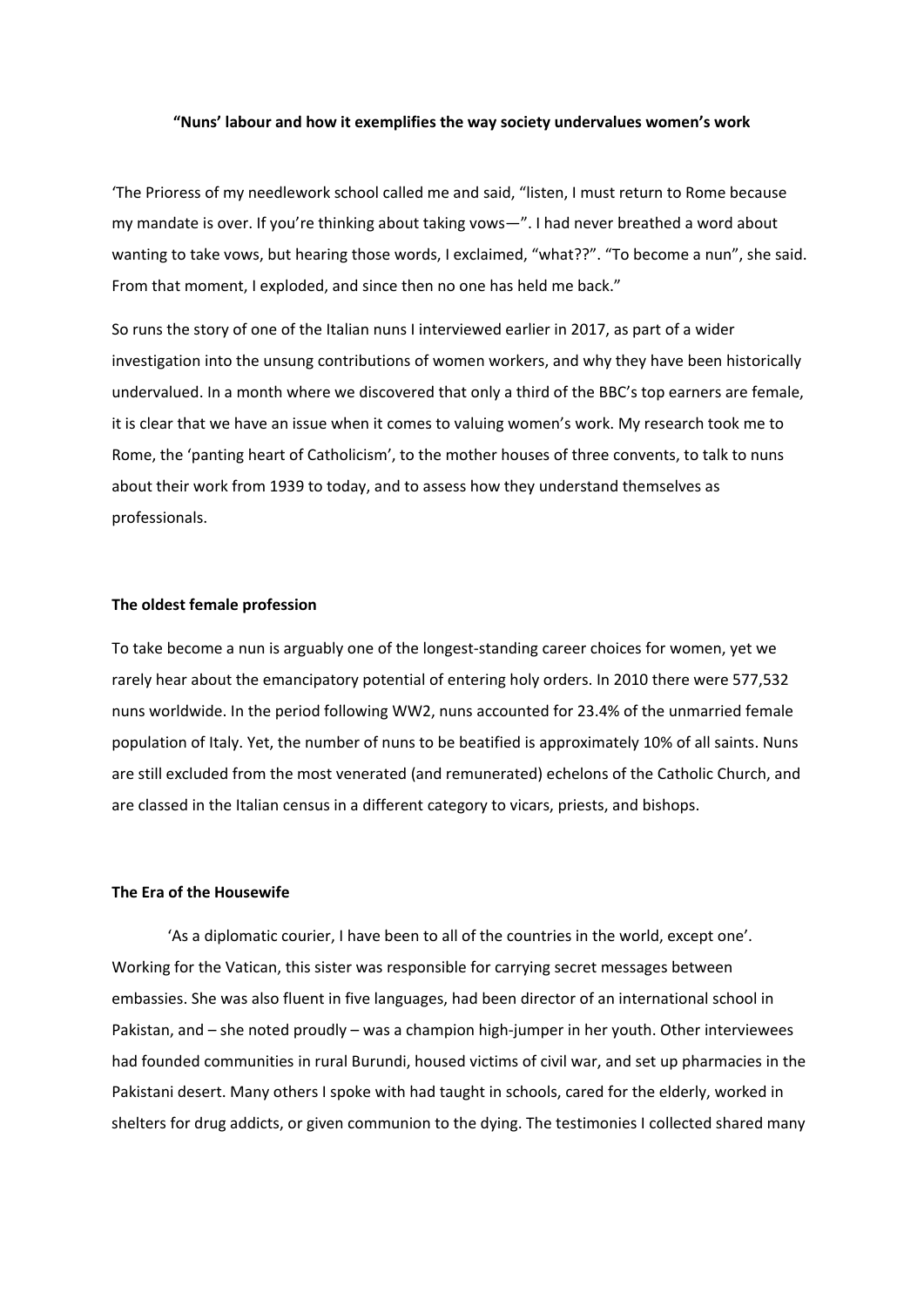**"Nuns' labour and how it exemplifies the way society undervalues women's work**

'The Prioress of my needlework school called me and said, "listen, I must return to Rome because my mandate is over. If you're thinking about taking vows—". I had never breathed a word about wanting to take vows, but hearing those words, I exclaimed, "what??". "To become a nun", she said. From that moment, I exploded, and since then no one has held me back."

So runs the story of one of the Italian nuns I interviewed earlier in 2017, as part of a wider investigation into the unsung contributions of women workers, and why they have been historically undervalued. In a month where we discovered that only a third of the BBC's top earners are female, it is clear that we have an issue when it comes to valuing women's work. My research took me to Rome, the 'panting heart of Catholicism', to the mother houses of three convents, to talk to nuns about their work from 1939 to today, and to assess how they understand themselves as professionals.

**The oldest female profession**

To take become a nun is arguably one of the longest-standing career choices for women, yet we rarely hear about the emancipatory potential of entering holy orders. In 2010 there were 577,532 nuns worldwide. In the period following WW2, nuns accounted for 23.4% of the unmarried female population of Italy. Yet, the number of nuns to be beatified is approximately 10% of all saints. Nuns are still excluded from the most venerated (and remunerated) echelons of the Catholic Church, and are classed in the Italian census in a different category to vicars, priests, and bishops.

**The Era of the Housewife**

'As a diplomatic courier, I have been to all of the countries in the world, except one'. Working for the Vatican, this sister was responsible for carrying secret messages between embassies. She was also fluent in five languages, had been director of an international school in Pakistan, and – she noted proudly – was a champion high-jumper in her youth. Other interviewees had founded communities in rural Burundi, housed victims of civil war, and set up pharmacies in the Pakistani desert. Many others I spoke with had taught in schools, cared for the elderly, worked in shelters for drug addicts, or given communion to the dying. The testimonies I collected shared many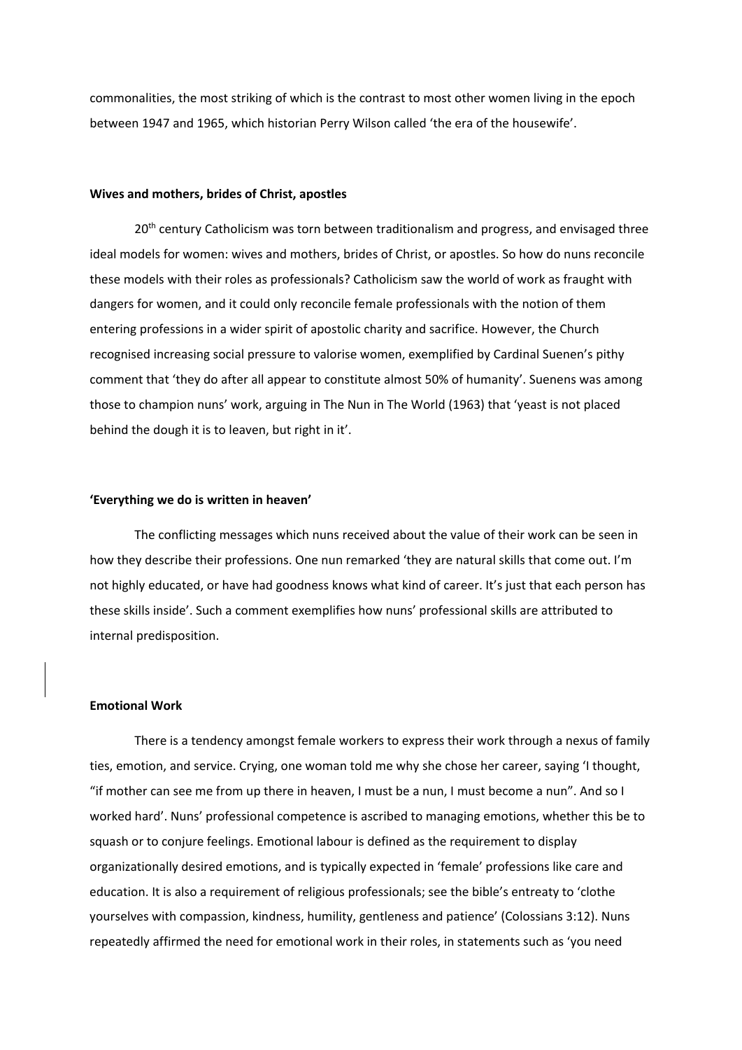commonalities, the most striking of which is the contrast to most other women living in the epoch between 1947 and 1965, which historian Perry Wilson called 'the era of the housewife'.

**Wives and mothers, brides of Christ, apostles**

20th century Catholicism was torn between traditionalism and progress, and envisaged three ideal models for women: wives and mothers, brides of Christ, or apostles. So how do nuns reconcile these models with their roles as professionals? Catholicism saw the world of work as fraught with dangers for women, and it could only reconcile female professionals with the notion of them entering professions in a wider spirit of apostolic charity and sacrifice. However, the Church recognised increasing social pressure to valorise women, exemplified by Cardinal Suenen's pithy comment that 'they do after all appear to constitute almost 50% of humanity'. Suenens was among those to champion nuns' work, arguing in The Nun in The World (1963) that 'yeast is not placed behind the dough it is to leaven, but right in it'.

**'Everything we do is written in heaven'**

The conflicting messages which nuns received about the value of their work can be seen in how they describe their professions. One nun remarked 'they are natural skills that come out. I'm not highly educated, or have had goodness knows what kind of career. It's just that each person has these skills inside'. Such a comment exemplifies how nuns' professional skills are attributed to internal predisposition.

**Emotional Work**

There is a tendency amongst female workers to express their work through a nexus of family ties, emotion, and service. Crying, one woman told me why she chose her career, saying 'I thought, "if mother can see me from up there in heaven, I must be a nun, I must become a nun". And so I worked hard'. Nuns' professional competence is ascribed to managing emotions, whether this be to squash or to conjure feelings. Emotional labour is defined as the requirement to display organizationally desired emotions, and is typically expected in 'female' professions like care and education. It is also a requirement of religious professionals; see the bible's entreaty to 'clothe yourselves with compassion, kindness, humility, gentleness and patience' (Colossians 3:12). Nuns repeatedly affirmed the need for emotional work in their roles, in statements such as 'you need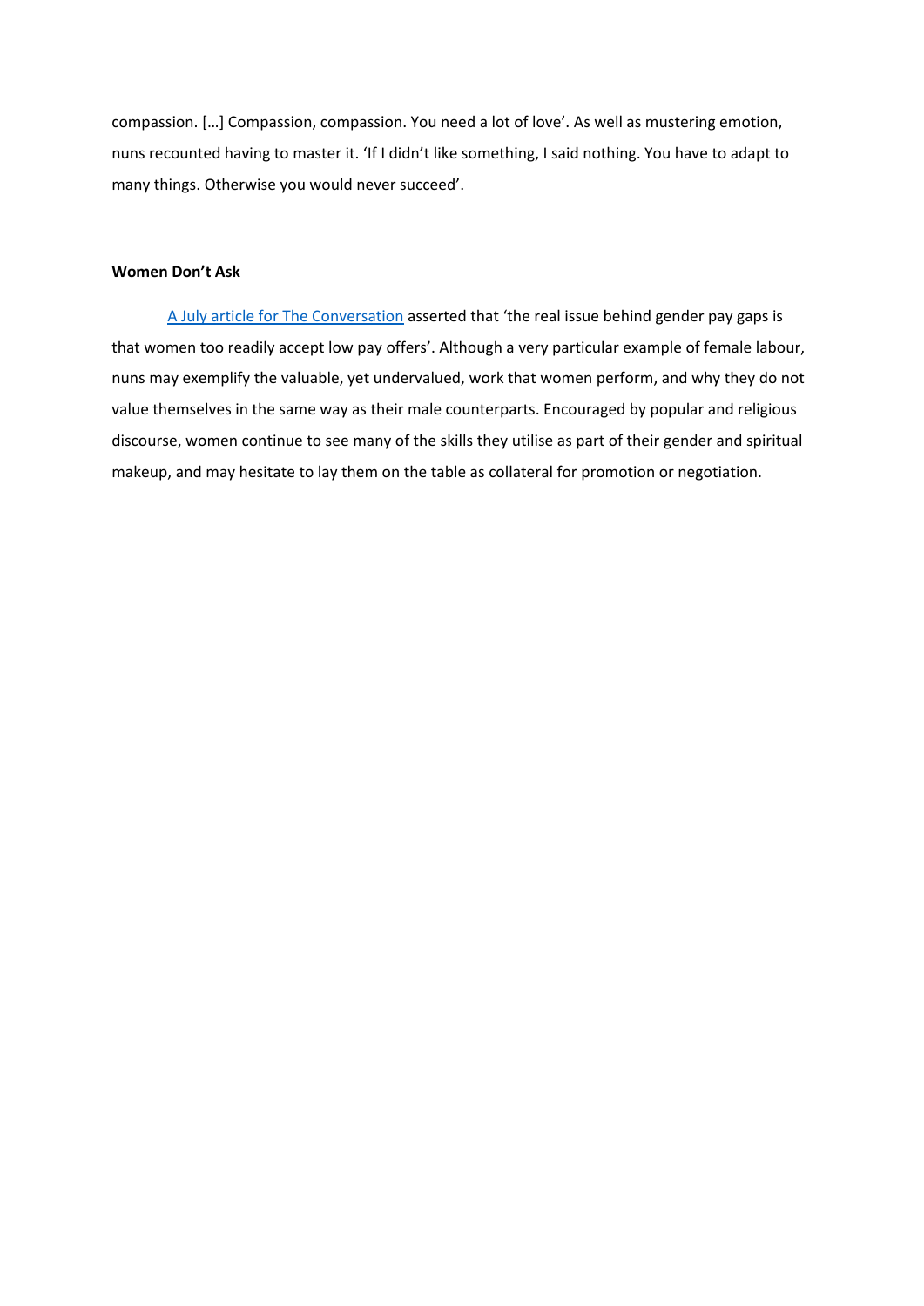compassion. […] Compassion, compassion. You need a lot of love'. As well as mustering emotion, nuns recounted having to master it. 'If I didn't like something, I said nothing. You have to adapt to many things. Otherwise you would never succeed'.

**Women Don't Ask**

A July article for The Conversation asserted that 'the real issue behind gender pay gaps is that women too readily accept low pay offers'. Although a very particular example of female labour, nuns may exemplify the valuable, yet undervalued, work that women perform, and why they do not value themselves in the same way as their male counterparts. Encouraged by popular and religious discourse, women continue to see many of the skills they utilise as part of their gender and spiritual makeup, and may hesitate to lay them on the table as collateral for promotion or negotiation.